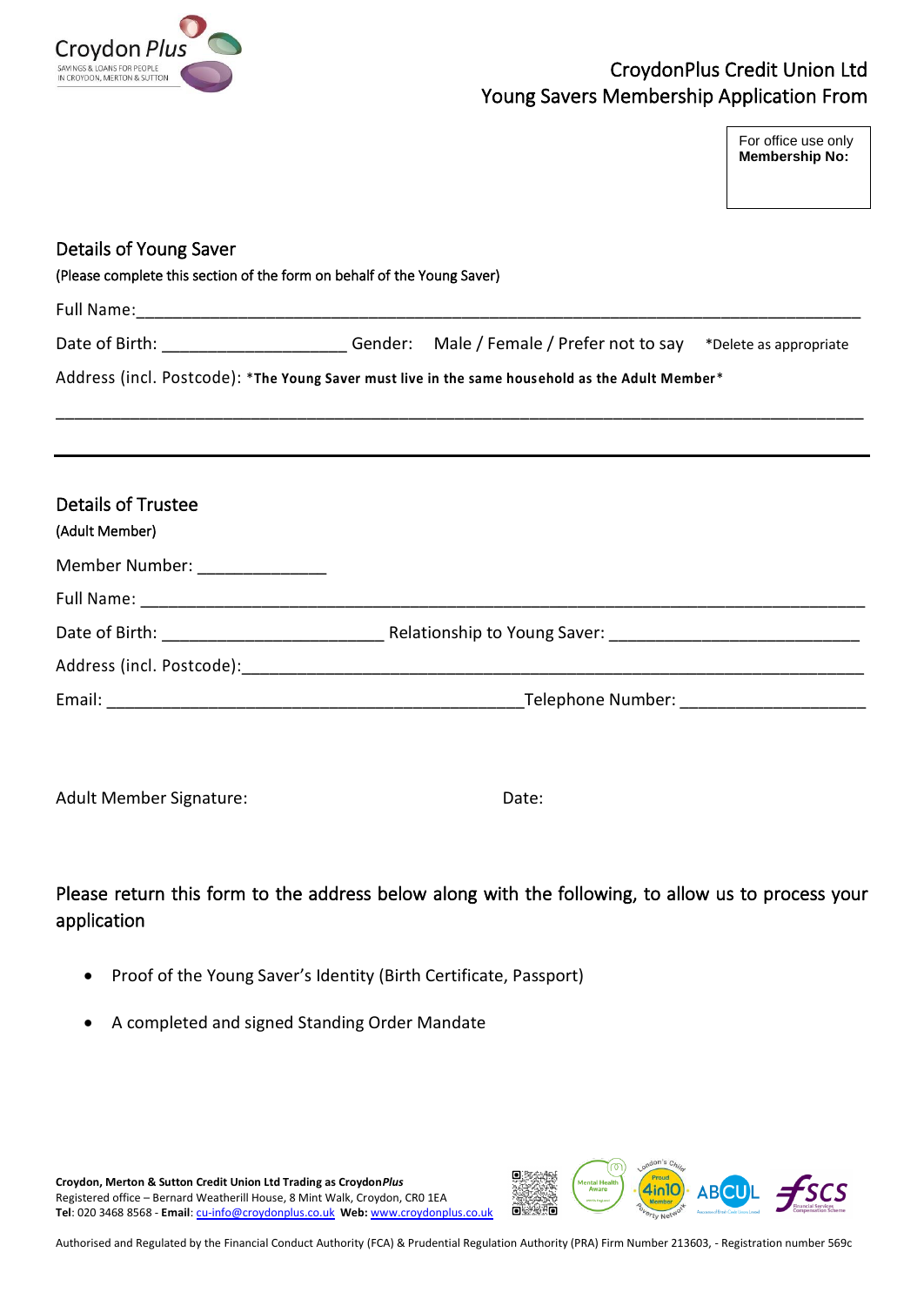CroydonPlus Credit Union Ltd
Young Savers Membership Application From

For office use only
**Membership No:**

## Details of Young Saver

(Please complete this section of the form on behalf of the Young Saver)

Full Name:___________________________________________________________________________

Date of Birth: ___________________ Gender: Male / Female / Prefer not to say *Delete as appropriate

Address (incl. Postcode): ***The Young Saver must live in the same household as the Adult Member***

_____________________________________________________________________________________

## Details of Trustee

(Adult Member)

Member Number: _____________

Full Name: __________________________________________________________________________

Date of Birth: _______________________ Relationship to Young Saver: __________________________

Address (incl. Postcode):______________________________________________________________

Email: ____________________________________________Telephone Number: ___________________

Adult Member Signature: Date:

Please return this form to the address below along with the following, to allow us to process your application

- Proof of the Young Saver's Identity (Birth Certificate, Passport)
- A completed and signed Standing Order Mandate

**Croydon, Merton & Sutton Credit Union Ltd Trading as Croydon*Plus***
Registered office – Bernard Weatherill House, 8 Mint Walk, Croydon, CR0 1EA
**Tel**: 020 3468 8568 - **Email**: cu-info@croydonplus.co.uk **Web:** www.croydonplus.co.uk

Authorised and Regulated by the Financial Conduct Authority (FCA) & Prudential Regulation Authority (PRA) Firm Number 213603, - Registration number 569c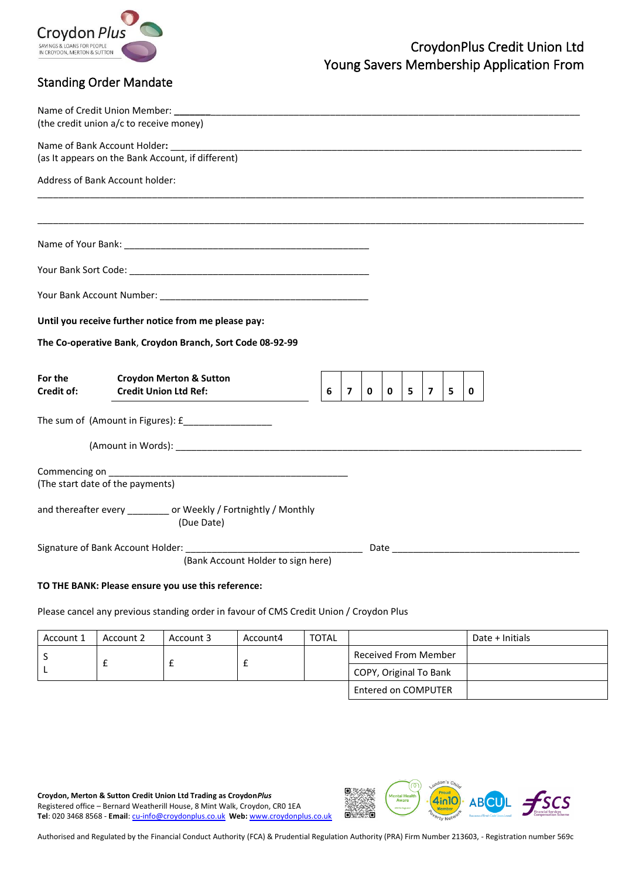Croydon Plus
SAVINGS & LOANS FOR PEOPLE IN CROYDON, MERTON & SUTTON

# CroydonPlus Credit Union Ltd
# Young Savers Membership Application From

## Standing Order Mandate

Name of Credit Union Member: ____________________________________________________________
(the credit union a/c to receive money)

Name of Bank Account Holder: ____________________________________________________________
(as It appears on the Bank Account, if different)

Address of Bank Account holder:

______________________________________________________________________________

______________________________________________________________________________

Name of Your Bank: ________________________________________

Your Bank Sort Code: ________________________________________

Your Bank Account Number: ________________________________________

**Until you receive further notice from me please pay:**

**The Co-operative Bank**, **Croydon Branch, Sort Code 08-92-99**

| | | | | | | | | | |
|---|---|---|---|---|---|---|---|---|---|
| **For the Credit of:** | **Croydon Merton & Sutton Credit Union Ltd Ref:** | **6** | **7** | **0** | **0** | **5** | **7** | **5** | **0** |

The sum of (Amount in Figures): £_________________

(Amount in Words): ____________________________________________________________

Commencing on ________________________________________
(The start date of the payments)

and thereafter every ________ or Weekly / Fortnightly / Monthly
(Due Date)

Signature of Bank Account Holder: ______________________________ Date ______________________________
(Bank Account Holder to sign here)

**TO THE BANK: Please ensure you use this reference:**

Please cancel any previous standing order in favour of CMS Credit Union / Croydon Plus

| Account 1 | Account 2 | Account 3 | Account4 | TOTAL | | Date + Initials |
|---|---|---|---|---|---|---|
| S<br>L | £ | £ | £ | | Received From Member | |
| | | | | | COPY, Original To Bank | |
| | | | | | Entered on COMPUTER | |

**Croydon, Merton & Sutton Credit Union Ltd Trading as Croydon*Plus***
Registered office – Bernard Weatherill House, 8 Mint Walk, Croydon, CR0 1EA
**Tel**: 020 3468 8568 - **Email**: cu-info@croydonplus.co.uk **Web:** www.croydonplus.co.uk

Authorised and Regulated by the Financial Conduct Authority (FCA) & Prudential Regulation Authority (PRA) Firm Number 213603, - Registration number 569c